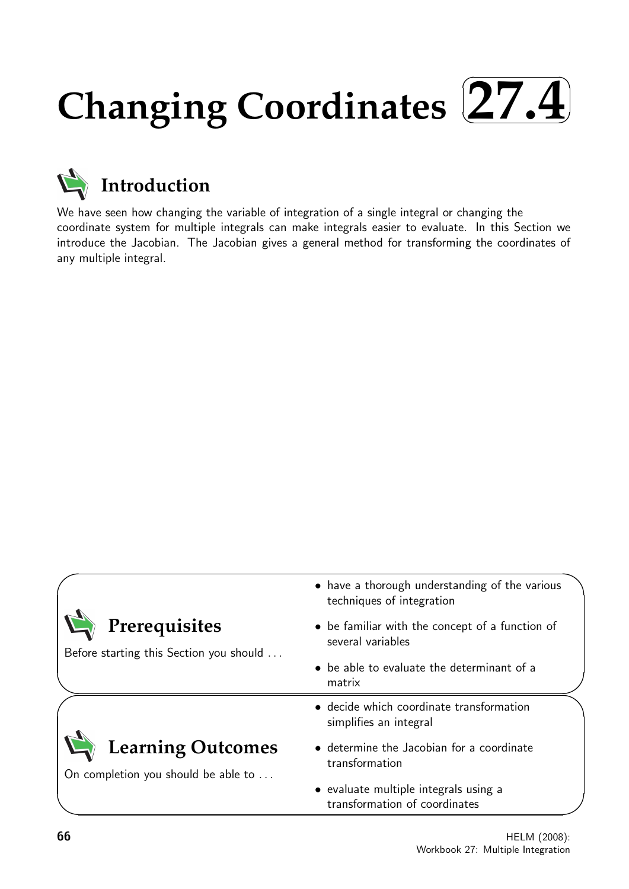# Changing Coordinates 27.4

## Introduction

We have seen how changing the variable of integration of a single integral or changing the coordinate system for multiple integrals can make integrals easier to evaluate. In this Section we introduce the Jacobian. The Jacobian gives a general method for transforming the coordinates of any multiple integral.

## Prerequisites

Before starting this Section you should ...

- have a thorough understanding of the various techniques of integration
- be familiar with the concept of a function of several variables
- be able to evaluate the determinant of a matrix

## Learning Outcomes

On completion you should be able to ...

- decide which coordinate transformation simplifies an integral
- determine the Jacobian for a coordinate transformation
- evaluate multiple integrals using a transformation of coordinates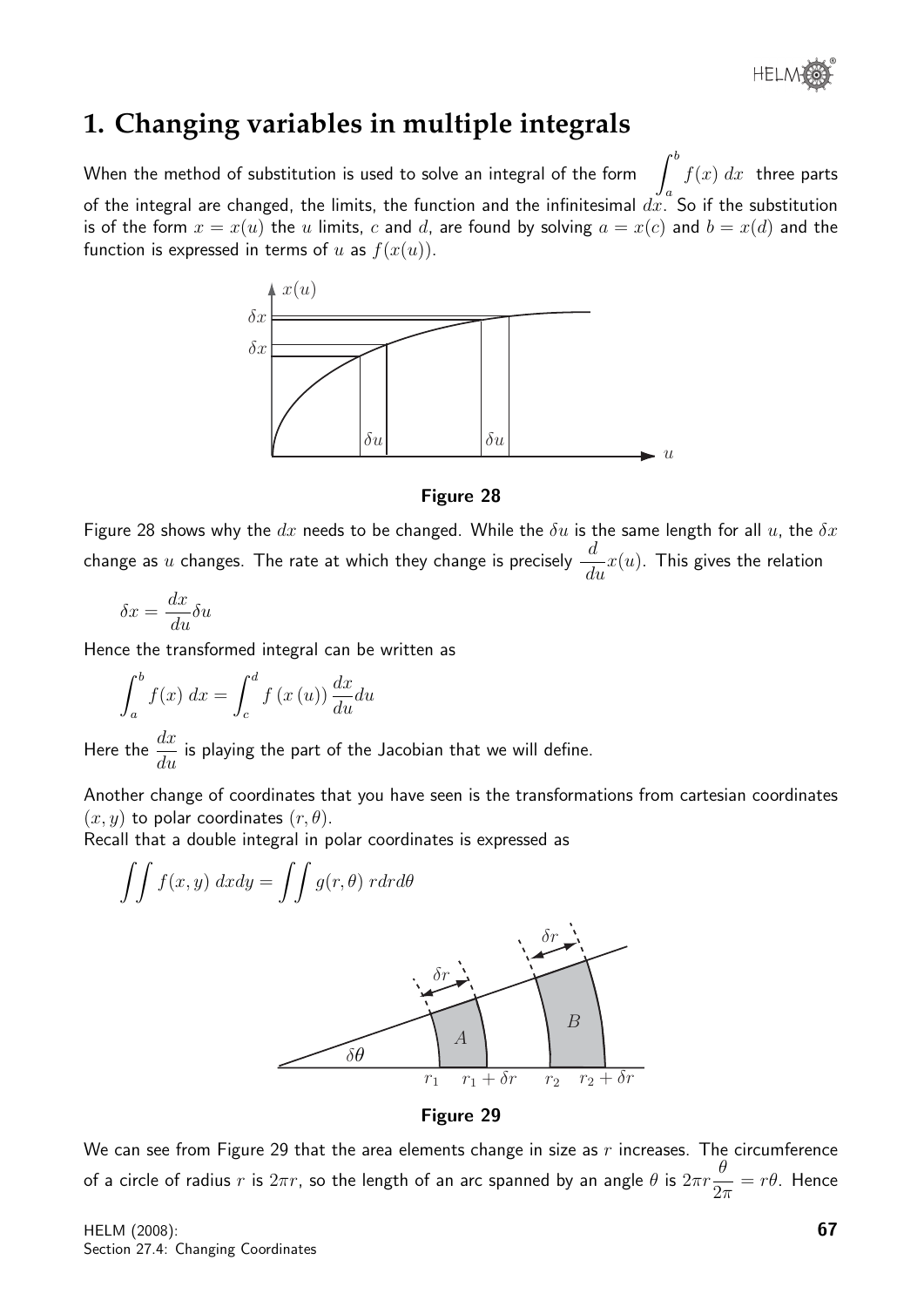# 1. Changing variables in multiple integrals

When the method of substitution is used to solve an integral of the form $\int_a^b f(x)\, dx$ three parts of the integral are changed, the limits, the function and the infinitesimal $dx$. So if the substitution is of the form $x = x(u)$ the $u$ limits, $c$ and $d$, are found by solving $a = x(c)$ and $b = x(d)$ and the function is expressed in terms of $u$ as $f(x(u))$.

**Figure 28**

Figure 28 shows why the $dx$ needs to be changed. While the $\delta u$ is the same length for all $u$, the $\delta x$ change as $u$ changes. The rate at which they change is precisely $\frac{d}{du}x(u)$. This gives the relation

$$\delta x = \frac{dx}{du}\delta u$$

Hence the transformed integral can be written as

$$\int_a^b f(x)\, dx = \int_c^d f\left(x\left(u\right)\right) \frac{dx}{du} du$$

Here the $\frac{dx}{du}$ is playing the part of the Jacobian that we will define.

Another change of coordinates that you have seen is the transformations from cartesian coordinates $(x, y)$ to polar coordinates $(r, \theta)$.

Recall that a double integral in polar coordinates is expressed as

$$\iint f(x, y)\, dxdy = \iint g(r, \theta)\, rdrd\theta$$

**Figure 29**

We can see from Figure 29 that the area elements change in size as $r$ increases. The circumference of a circle of radius $r$ is $2\pi r$, so the length of an arc spanned by an angle $\theta$ is $2\pi r \frac{\theta}{2\pi} = r\theta$. Hence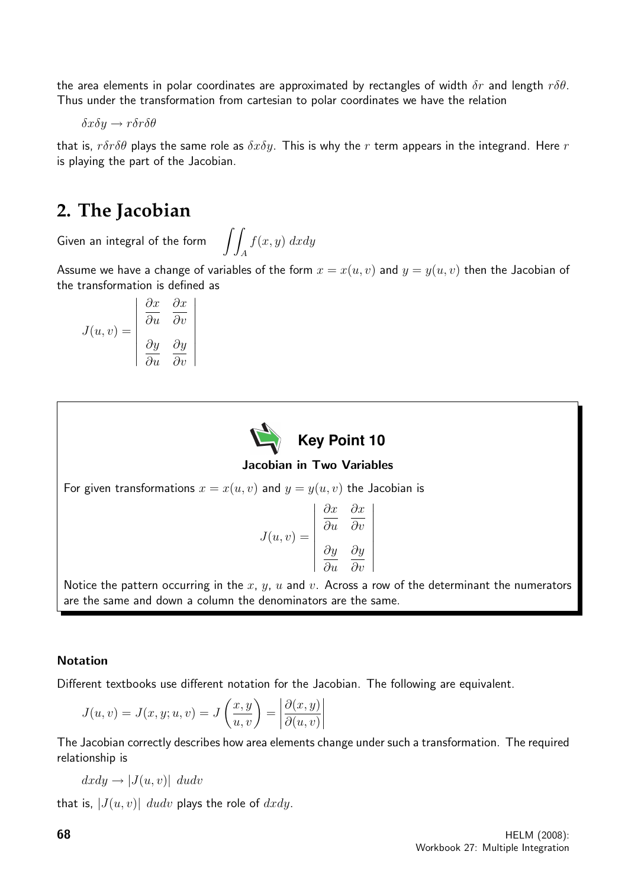the area elements in polar coordinates are approximated by rectangles of width $\delta r$ and length $r\delta\theta$. Thus under the transformation from cartesian to polar coordinates we have the relation

$$\delta x \delta y \rightarrow r \delta r \delta \theta$$

that is, $r\delta r \delta\theta$ plays the same role as $\delta x \delta y$. This is why the $r$ term appears in the integrand. Here $r$ is playing the part of the Jacobian.

## 2. The Jacobian

Given an integral of the form $\displaystyle\iint_A f(x,y)\, dxdy$

Assume we have a change of variables of the form $x = x(u,v)$ and $y = y(u,v)$ then the Jacobian of the transformation is defined as

$$J(u,v) = \begin{vmatrix} \dfrac{\partial x}{\partial u} & \dfrac{\partial x}{\partial v} \\[2ex] \dfrac{\partial y}{\partial u} & \dfrac{\partial y}{\partial v} \end{vmatrix}$$

**Key Point 10**

**Jacobian in Two Variables**

For given transformations $x = x(u,v)$ and $y = y(u,v)$ the Jacobian is

$$J(u,v) = \begin{vmatrix} \dfrac{\partial x}{\partial u} & \dfrac{\partial x}{\partial v} \\[2ex] \dfrac{\partial y}{\partial u} & \dfrac{\partial y}{\partial v} \end{vmatrix}$$

Notice the pattern occurring in the $x$, $y$, $u$ and $v$. Across a row of the determinant the numerators are the same and down a column the denominators are the same.

### Notation

Different textbooks use different notation for the Jacobian. The following are equivalent.

$$J(u,v) = J(x,y;u,v) = J\left(\frac{x,y}{u,v}\right) = \left|\frac{\partial(x,y)}{\partial(u,v)}\right|$$

The Jacobian correctly describes how area elements change under such a transformation. The required relationship is

$$dxdy \rightarrow |J(u,v)|\ dudv$$

that is, $|J(u,v)|\ dudv$ plays the role of $dxdy$.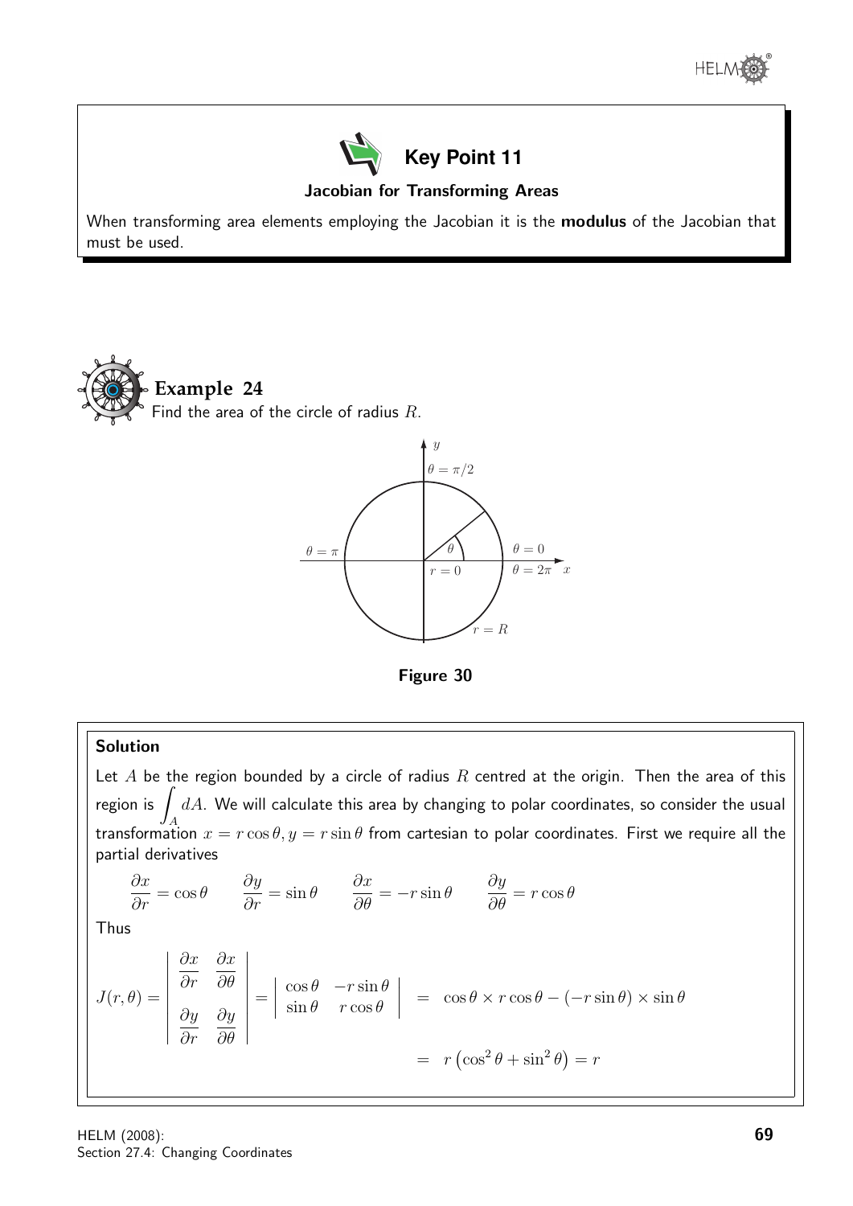## Key Point 11

**Jacobian for Transforming Areas**

When transforming area elements employing the Jacobian it is the **modulus** of the Jacobian that must be used.

## Example 24

Find the area of the circle of radius $R$.

**Figure 30**

### Solution

Let $A$ be the region bounded by a circle of radius $R$ centred at the origin. Then the area of this region is $\displaystyle\int_A dA$. We will calculate this area by changing to polar coordinates, so consider the usual transformation $x = r\cos\theta, y = r\sin\theta$ from cartesian to polar coordinates. First we require all the partial derivatives

$$\frac{\partial x}{\partial r} = \cos\theta \qquad \frac{\partial y}{\partial r} = \sin\theta \qquad \frac{\partial x}{\partial \theta} = -r\sin\theta \qquad \frac{\partial y}{\partial \theta} = r\cos\theta$$

Thus

$$J(r,\theta) = \begin{vmatrix} \dfrac{\partial x}{\partial r} & \dfrac{\partial x}{\partial \theta} \\ \dfrac{\partial y}{\partial r} & \dfrac{\partial y}{\partial \theta} \end{vmatrix} = \begin{vmatrix} \cos\theta & -r\sin\theta \\ \sin\theta & r\cos\theta \end{vmatrix} = \cos\theta \times r\cos\theta - (-r\sin\theta) \times \sin\theta$$

$$= r\left(\cos^2\theta + \sin^2\theta\right) = r$$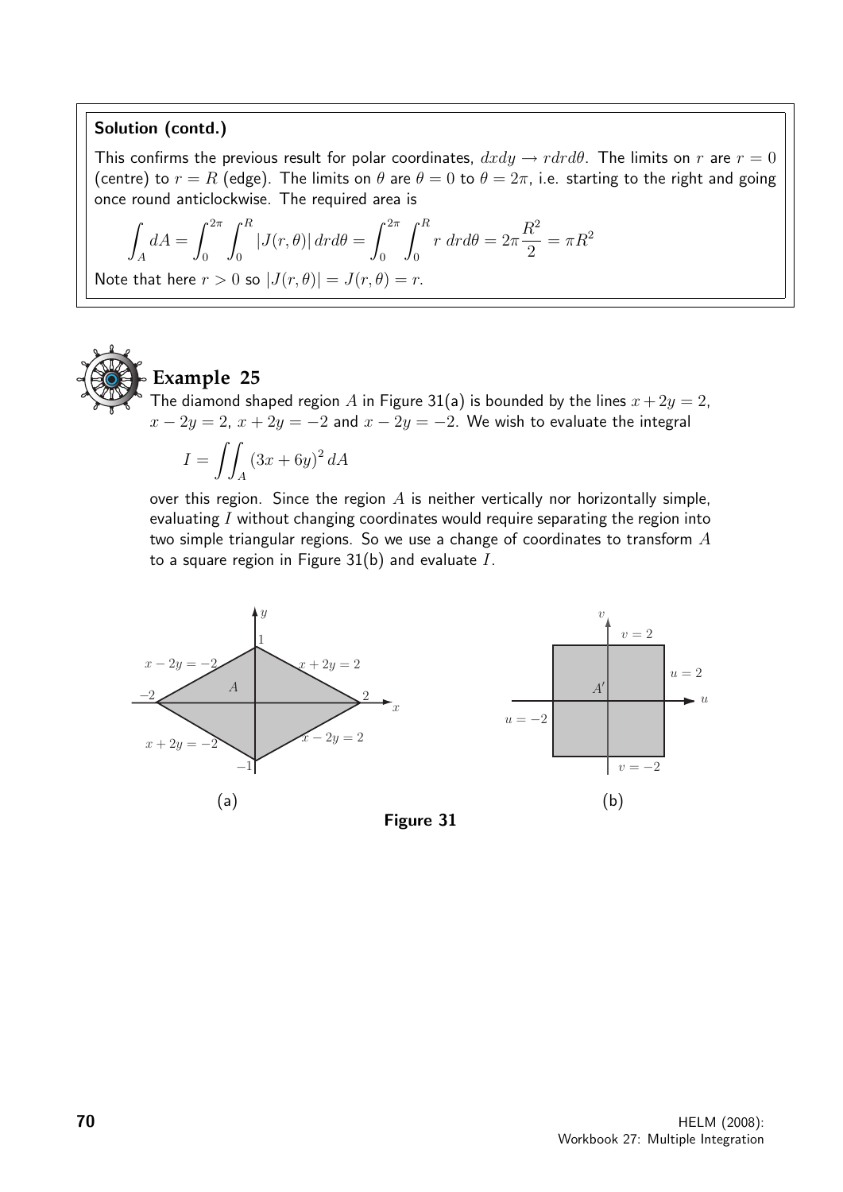**Solution (contd.)**

This confirms the previous result for polar coordinates, $dxdy \to rdrd\theta$. The limits on $r$ are $r = 0$ (centre) to $r = R$ (edge). The limits on $\theta$ are $\theta = 0$ to $\theta = 2\pi$, i.e. starting to the right and going once round anticlockwise. The required area is

$$\int_A dA = \int_0^{2\pi} \int_0^R |J(r, \theta)| \, drd\theta = \int_0^{2\pi} \int_0^R r \; drd\theta = 2\pi \frac{R^2}{2} = \pi R^2$$

Note that here $r > 0$ so $|J(r, \theta)| = J(r, \theta) = r$.

## Example 25

The diamond shaped region $A$ in Figure 31(a) is bounded by the lines $x + 2y = 2$, $x - 2y = 2$, $x + 2y = -2$ and $x - 2y = -2$. We wish to evaluate the integral

$$I = \iint_A (3x + 6y)^2 \, dA$$

over this region. Since the region $A$ is neither vertically nor horizontally simple, evaluating $I$ without changing coordinates would require separating the region into two simple triangular regions. So we use a change of coordinates to transform $A$ to a square region in Figure 31(b) and evaluate $I$.

(a) (b)

**Figure 31**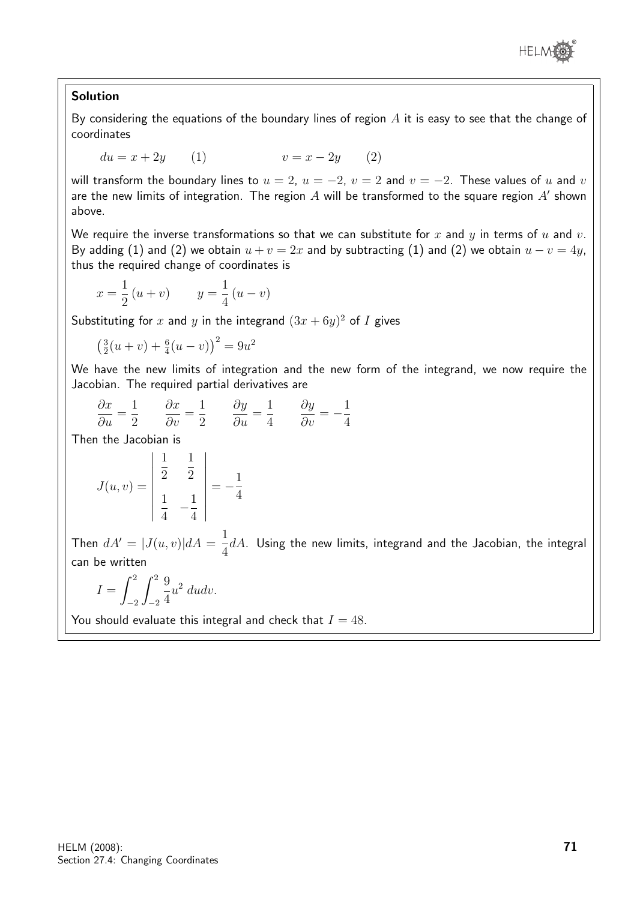**Solution**

By considering the equations of the boundary lines of region $A$ it is easy to see that the change of coordinates

$$du = x + 2y \qquad (1) \qquad\qquad v = x - 2y \qquad (2)$$

will transform the boundary lines to $u = 2$, $u = -2$, $v = 2$ and $v = -2$. These values of $u$ and $v$ are the new limits of integration. The region $A$ will be transformed to the square region $A'$ shown above.

We require the inverse transformations so that we can substitute for $x$ and $y$ in terms of $u$ and $v$. By adding (1) and (2) we obtain $u + v = 2x$ and by subtracting (1) and (2) we obtain $u - v = 4y$, thus the required change of coordinates is

$$x = \frac{1}{2}(u + v) \qquad y = \frac{1}{4}(u - v)$$

Substituting for $x$ and $y$ in the integrand $(3x + 6y)^2$ of $I$ gives

$$\left(\tfrac{3}{2}(u + v) + \tfrac{6}{4}(u - v)\right)^2 = 9u^2$$

We have the new limits of integration and the new form of the integrand, we now require the Jacobian. The required partial derivatives are

$$\frac{\partial x}{\partial u} = \frac{1}{2} \qquad \frac{\partial x}{\partial v} = \frac{1}{2} \qquad \frac{\partial y}{\partial u} = \frac{1}{4} \qquad \frac{\partial y}{\partial v} = -\frac{1}{4}$$

Then the Jacobian is

$$J(u, v) = \begin{vmatrix} \dfrac{1}{2} & \dfrac{1}{2} \\[2mm] \dfrac{1}{4} & -\dfrac{1}{4} \end{vmatrix} = -\frac{1}{4}$$

Then $dA' = |J(u, v)| dA = \dfrac{1}{4} dA$. Using the new limits, integrand and the Jacobian, the integral can be written

$$I = \int_{-2}^{2} \int_{-2}^{2} \frac{9}{4} u^2 \, du dv.$$

You should evaluate this integral and check that $I = 48$.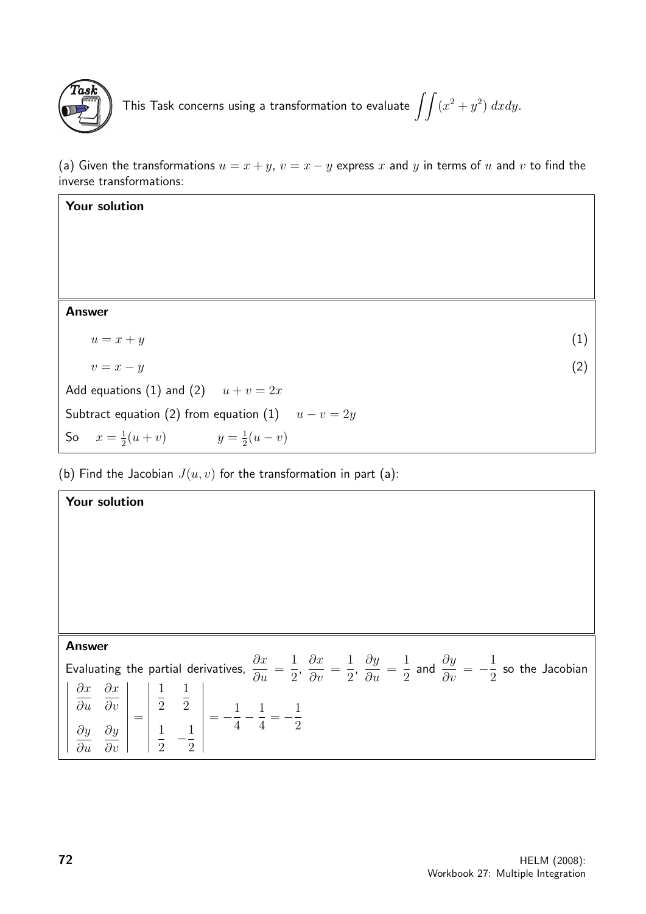**Task**

This Task concerns using a transformation to evaluate $\displaystyle\iint (x^2 + y^2)\, dxdy$.

(a) Given the transformations $u = x + y$, $v = x - y$ express $x$ and $y$ in terms of $u$ and $v$ to find the inverse transformations:

**Your solution**

**Answer**

$$u = x + y \qquad (1)$$

$$v = x - y \qquad (2)$$

Add equations (1) and (2) $\quad u + v = 2x$

Subtract equation (2) from equation (1) $\quad u - v = 2y$

So $\quad x = \frac{1}{2}(u + v) \qquad\qquad y = \frac{1}{2}(u - v)$

(b) Find the Jacobian $J(u, v)$ for the transformation in part (a):

**Your solution**

**Answer**

Evaluating the partial derivatives, $\dfrac{\partial x}{\partial u} = \dfrac{1}{2}$, $\dfrac{\partial x}{\partial v} = \dfrac{1}{2}$, $\dfrac{\partial y}{\partial u} = \dfrac{1}{2}$ and $\dfrac{\partial y}{\partial v} = -\dfrac{1}{2}$ so the Jacobian

$$\begin{vmatrix} \dfrac{\partial x}{\partial u} & \dfrac{\partial x}{\partial v} \\ \dfrac{\partial y}{\partial u} & \dfrac{\partial y}{\partial v} \end{vmatrix} = \begin{vmatrix} \dfrac{1}{2} & \dfrac{1}{2} \\ \dfrac{1}{2} & -\dfrac{1}{2} \end{vmatrix} = -\frac{1}{4} - \frac{1}{4} = -\frac{1}{2}$$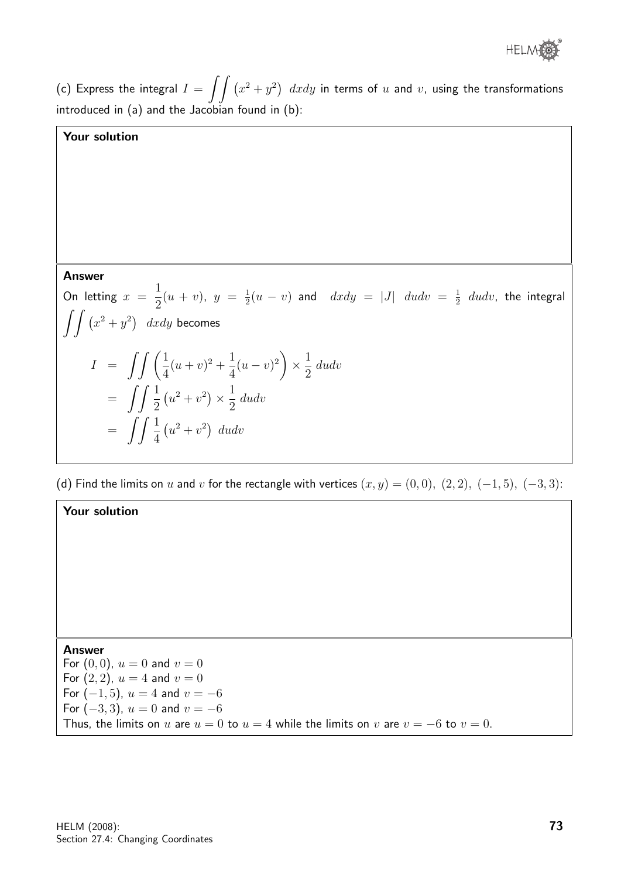(c) Express the integral $I = \iint (x^2 + y^2) \; dxdy$ in terms of $u$ and $v$, using the transformations introduced in (a) and the Jacobian found in (b):

**Your solution**

**Answer**

On letting $x = \dfrac{1}{2}(u+v)$, $y = \frac{1}{2}(u-v)$ and $dxdy = |J| \; dudv = \frac{1}{2} \; dudv$, the integral $\iint (x^2 + y^2) \; dxdy$ becomes

$$
\begin{aligned}
I &= \iint \left( \frac{1}{4}(u+v)^2 + \frac{1}{4}(u-v)^2 \right) \times \frac{1}{2} \, dudv \\
&= \iint \frac{1}{2} \left(u^2 + v^2\right) \times \frac{1}{2} \, dudv \\
&= \iint \frac{1}{4} \left(u^2 + v^2\right) \; dudv
\end{aligned}
$$

(d) Find the limits on $u$ and $v$ for the rectangle with vertices $(x,y) = (0,0), \; (2,2), \; (-1,5), \; (-3,3)$:

**Your solution**

**Answer**

For $(0,0)$, $u = 0$ and $v = 0$
For $(2,2)$, $u = 4$ and $v = 0$
For $(-1,5)$, $u = 4$ and $v = -6$
For $(-3,3)$, $u = 0$ and $v = -6$
Thus, the limits on $u$ are $u = 0$ to $u = 4$ while the limits on $v$ are $v = -6$ to $v = 0$.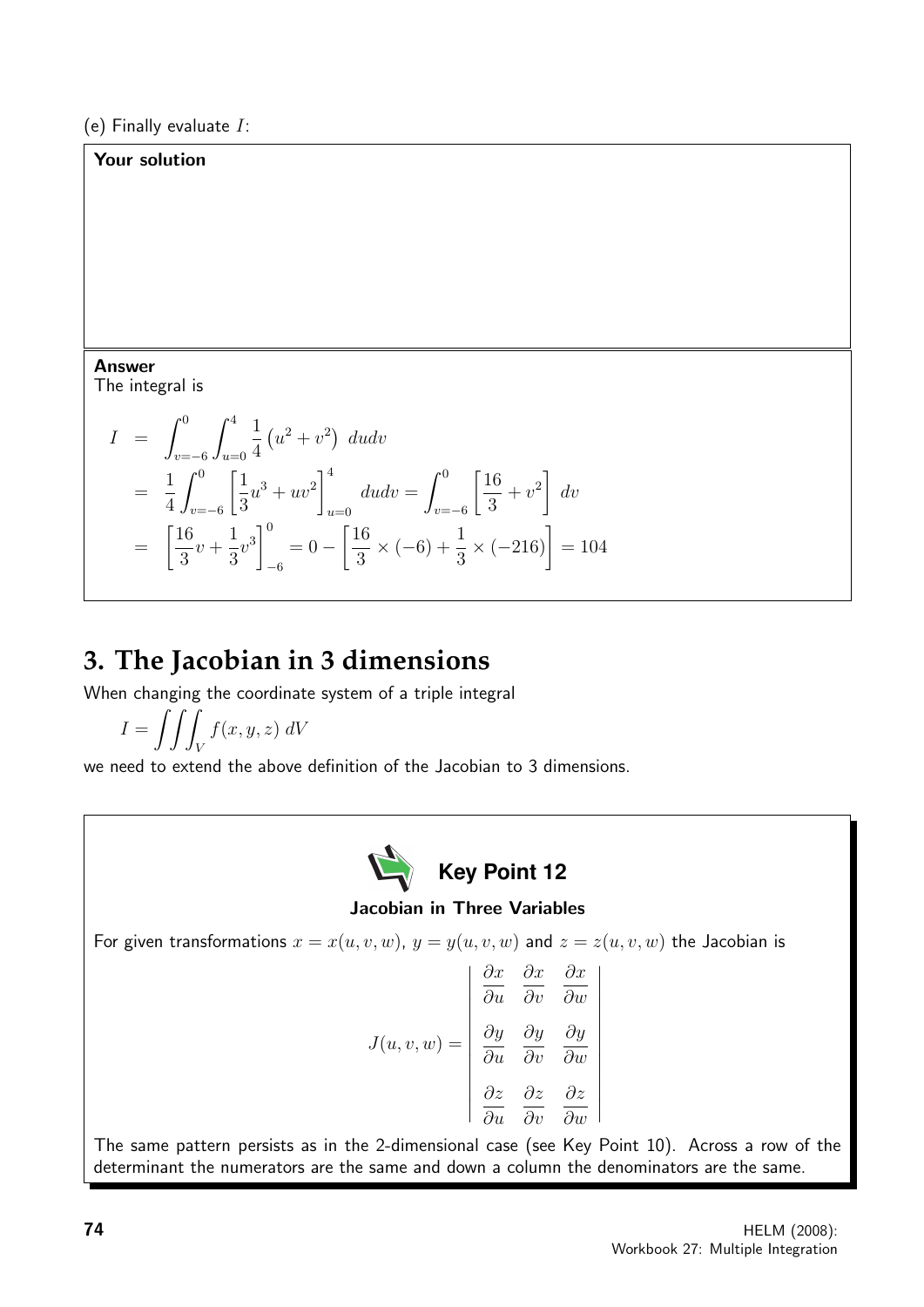(e) Finally evaluate $I$:

**Your solution**

**Answer**

The integral is

$$
\begin{aligned}
I &= \int_{v=-6}^{0} \int_{u=0}^{4} \frac{1}{4}\left(u^2+v^2\right)\, dudv \\
&= \frac{1}{4}\int_{v=-6}^{0} \left[\frac{1}{3}u^3 + uv^2\right]_{u=0}^{4} dudv = \int_{v=-6}^{0} \left[\frac{16}{3} + v^2\right] dv \\
&= \left[\frac{16}{3}v + \frac{1}{3}v^3\right]_{-6}^{0} = 0 - \left[\frac{16}{3}\times(-6) + \frac{1}{3}\times(-216)\right] = 104
\end{aligned}
$$

## 3. The Jacobian in 3 dimensions

When changing the coordinate system of a triple integral

$$I = \iiint_V f(x,y,z)\, dV$$

we need to extend the above definition of the Jacobian to 3 dimensions.

**Key Point 12**

**Jacobian in Three Variables**

For given transformations $x = x(u,v,w)$, $y = y(u,v,w)$ and $z = z(u,v,w)$ the Jacobian is

$$J(u,v,w) = \begin{vmatrix} \dfrac{\partial x}{\partial u} & \dfrac{\partial x}{\partial v} & \dfrac{\partial x}{\partial w} \\[2ex] \dfrac{\partial y}{\partial u} & \dfrac{\partial y}{\partial v} & \dfrac{\partial y}{\partial w} \\[2ex] \dfrac{\partial z}{\partial u} & \dfrac{\partial z}{\partial v} & \dfrac{\partial z}{\partial w} \end{vmatrix}$$

The same pattern persists as in the 2-dimensional case (see Key Point 10). Across a row of the determinant the numerators are the same and down a column the denominators are the same.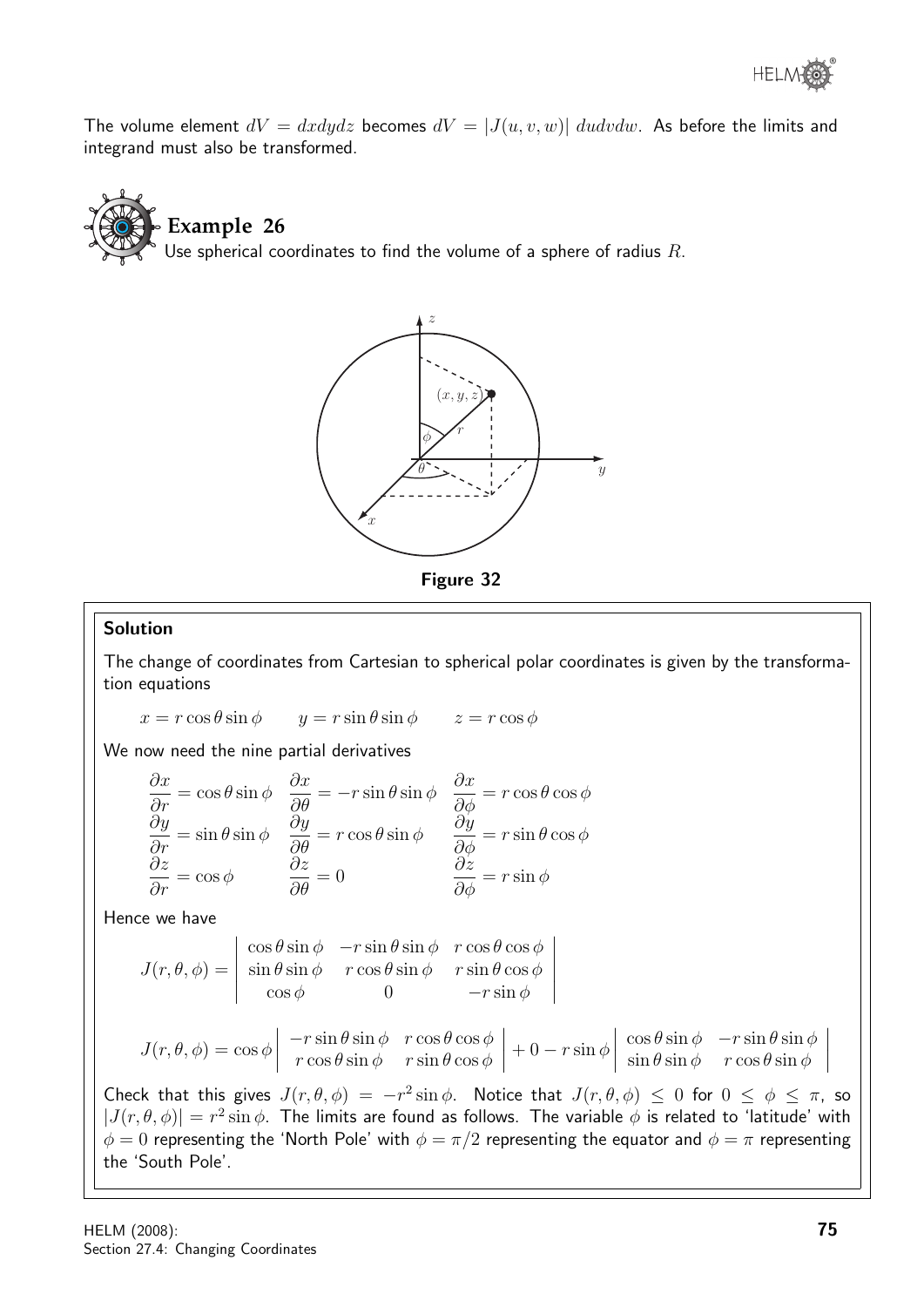The volume element $dV = dxdydz$ becomes $dV = |J(u, v, w)|\ dudvdw$. As before the limits and integrand must also be transformed.

## Example 26

Use spherical coordinates to find the volume of a sphere of radius $R$.

Figure 32

### Solution

The change of coordinates from Cartesian to spherical polar coordinates is given by the transformation equations

$$x = r\cos\theta\sin\phi \qquad y = r\sin\theta\sin\phi \qquad z = r\cos\phi$$

We now need the nine partial derivatives

$$\frac{\partial x}{\partial r} = \cos\theta\sin\phi \quad \frac{\partial x}{\partial \theta} = -r\sin\theta\sin\phi \quad \frac{\partial x}{\partial \phi} = r\cos\theta\cos\phi$$
$$\frac{\partial y}{\partial r} = \sin\theta\sin\phi \quad \frac{\partial y}{\partial \theta} = r\cos\theta\sin\phi \quad \frac{\partial y}{\partial \phi} = r\sin\theta\cos\phi$$
$$\frac{\partial z}{\partial r} = \cos\phi \quad \frac{\partial z}{\partial \theta} = 0 \quad \frac{\partial z}{\partial \phi} = r\sin\phi$$

Hence we have

$$J(r, \theta, \phi) = \begin{vmatrix} \cos\theta\sin\phi & -r\sin\theta\sin\phi & r\cos\theta\cos\phi \\ \sin\theta\sin\phi & r\cos\theta\sin\phi & r\sin\theta\cos\phi \\ \cos\phi & 0 & -r\sin\phi \end{vmatrix}$$

$$J(r, \theta, \phi) = \cos\phi \begin{vmatrix} -r\sin\theta\sin\phi & r\cos\theta\cos\phi \\ r\cos\theta\sin\phi & r\sin\theta\cos\phi \end{vmatrix} + 0 - r\sin\phi \begin{vmatrix} \cos\theta\sin\phi & -r\sin\theta\sin\phi \\ \sin\theta\sin\phi & r\cos\theta\sin\phi \end{vmatrix}$$

Check that this gives $J(r, \theta, \phi) = -r^2\sin\phi$. Notice that $J(r, \theta, \phi) \leq 0$ for $0 \leq \phi \leq \pi$, so $|J(r, \theta, \phi)| = r^2\sin\phi$. The limits are found as follows. The variable $\phi$ is related to 'latitude' with $\phi = 0$ representing the 'North Pole' with $\phi = \pi/2$ representing the equator and $\phi = \pi$ representing the 'South Pole'.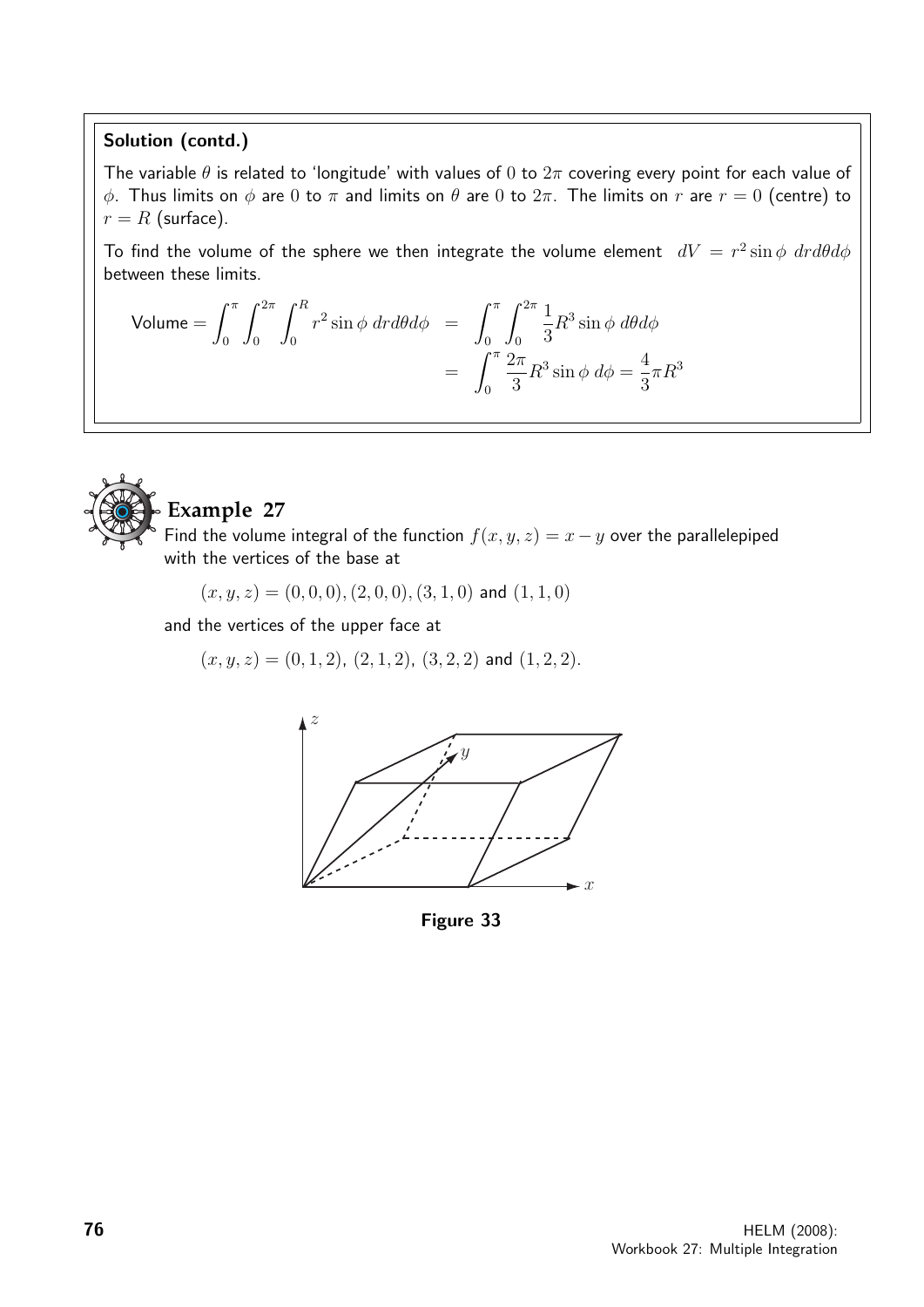**Solution (contd.)**

The variable $\theta$ is related to 'longitude' with values of $0$ to $2\pi$ covering every point for each value of $\phi$. Thus limits on $\phi$ are $0$ to $\pi$ and limits on $\theta$ are $0$ to $2\pi$. The limits on $r$ are $r = 0$ (centre) to $r = R$ (surface).

To find the volume of the sphere we then integrate the volume element $dV = r^2 \sin\phi \; dr d\theta d\phi$ between these limits.

$$\text{Volume} = \int_0^{\pi} \int_0^{2\pi} \int_0^{R} r^2 \sin\phi \; dr d\theta d\phi = \int_0^{\pi} \int_0^{2\pi} \frac{1}{3} R^3 \sin\phi \; d\theta d\phi$$

$$= \int_0^{\pi} \frac{2\pi}{3} R^3 \sin\phi \; d\phi = \frac{4}{3}\pi R^3$$

## Example 27

Find the volume integral of the function $f(x, y, z) = x - y$ over the parallelepiped with the vertices of the base at

$(x, y, z) = (0, 0, 0), (2, 0, 0), (3, 1, 0)$ and $(1, 1, 0)$

and the vertices of the upper face at

$(x, y, z) = (0, 1, 2)$, $(2, 1, 2)$, $(3, 2, 2)$ and $(1, 2, 2)$.

**Figure 33**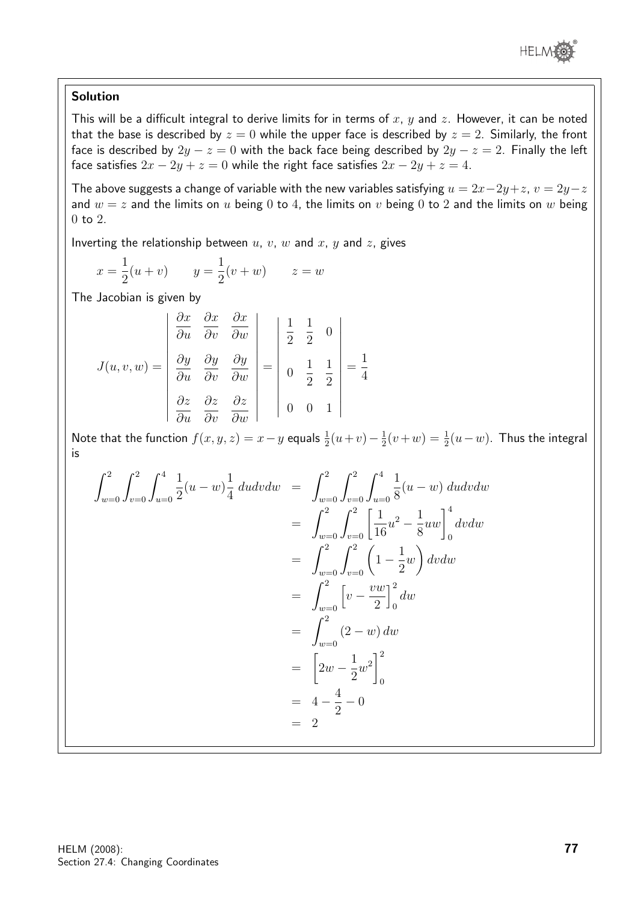**Solution**

This will be a difficult integral to derive limits for in terms of $x$, $y$ and $z$. However, it can be noted that the base is described by $z = 0$ while the upper face is described by $z = 2$. Similarly, the front face is described by $2y - z = 0$ with the back face being described by $2y - z = 2$. Finally the left face satisfies $2x - 2y + z = 0$ while the right face satisfies $2x - 2y + z = 4$.

The above suggests a change of variable with the new variables satisfying $u = 2x - 2y + z$, $v = 2y - z$ and $w = z$ and the limits on $u$ being 0 to 4, the limits on $v$ being 0 to 2 and the limits on $w$ being 0 to 2.

Inverting the relationship between $u$, $v$, $w$ and $x$, $y$ and $z$, gives

$$x = \frac{1}{2}(u + v) \qquad y = \frac{1}{2}(v + w) \qquad z = w$$

The Jacobian is given by

$$J(u, v, w) = \begin{vmatrix} \dfrac{\partial x}{\partial u} & \dfrac{\partial x}{\partial v} & \dfrac{\partial x}{\partial w} \\[2ex] \dfrac{\partial y}{\partial u} & \dfrac{\partial y}{\partial v} & \dfrac{\partial y}{\partial w} \\[2ex] \dfrac{\partial z}{\partial u} & \dfrac{\partial z}{\partial v} & \dfrac{\partial z}{\partial w} \end{vmatrix} = \begin{vmatrix} \dfrac{1}{2} & \dfrac{1}{2} & 0 \\[2ex] 0 & \dfrac{1}{2} & \dfrac{1}{2} \\[2ex] 0 & 0 & 1 \end{vmatrix} = \frac{1}{4}$$

Note that the function $f(x, y, z) = x - y$ equals $\frac{1}{2}(u + v) - \frac{1}{2}(v + w) = \frac{1}{2}(u - w)$. Thus the integral is

$$\begin{aligned}
\int_{w=0}^{2}\int_{v=0}^{2}\int_{u=0}^{4} \frac{1}{2}(u - w)\frac{1}{4}\, du dv dw &= \int_{w=0}^{2}\int_{v=0}^{2}\int_{u=0}^{4} \frac{1}{8}(u - w)\, du dv dw \\
&= \int_{w=0}^{2}\int_{v=0}^{2} \left[\frac{1}{16}u^2 - \frac{1}{8}uw\right]_0^4 dv dw \\
&= \int_{w=0}^{2}\int_{v=0}^{2} \left(1 - \frac{1}{2}w\right) dv dw \\
&= \int_{w=0}^{2} \left[v - \frac{vw}{2}\right]_0^2 dw \\
&= \int_{w=0}^{2} (2 - w)\, dw \\
&= \left[2w - \frac{1}{2}w^2\right]_0^2 \\
&= 4 - \frac{4}{2} - 0 \\
&= 2
\end{aligned}$$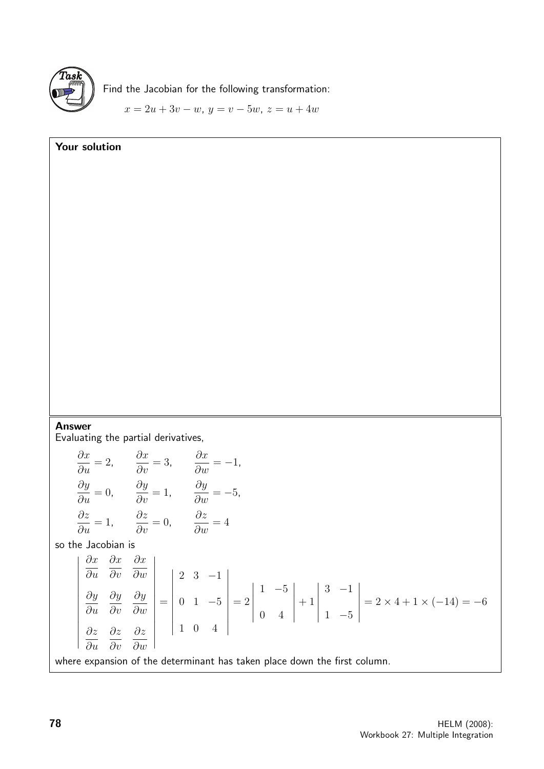**Task**

Find the Jacobian for the following transformation:

$$x = 2u + 3v - w,\ y = v - 5w,\ z = u + 4w$$

**Your solution**

**Answer**

Evaluating the partial derivatives,

$$\frac{\partial x}{\partial u} = 2, \qquad \frac{\partial x}{\partial v} = 3, \qquad \frac{\partial x}{\partial w} = -1,$$

$$\frac{\partial y}{\partial u} = 0, \qquad \frac{\partial y}{\partial v} = 1, \qquad \frac{\partial y}{\partial w} = -5,$$

$$\frac{\partial z}{\partial u} = 1, \qquad \frac{\partial z}{\partial v} = 0, \qquad \frac{\partial z}{\partial w} = 4$$

so the Jacobian is

$$\begin{vmatrix} \dfrac{\partial x}{\partial u} & \dfrac{\partial x}{\partial v} & \dfrac{\partial x}{\partial w} \\ \dfrac{\partial y}{\partial u} & \dfrac{\partial y}{\partial v} & \dfrac{\partial y}{\partial w} \\ \dfrac{\partial z}{\partial u} & \dfrac{\partial z}{\partial v} & \dfrac{\partial z}{\partial w} \end{vmatrix} = \begin{vmatrix} 2 & 3 & -1 \\ 0 & 1 & -5 \\ 1 & 0 & 4 \end{vmatrix} = 2\begin{vmatrix} 1 & -5 \\ 0 & 4 \end{vmatrix} + 1\begin{vmatrix} 3 & -1 \\ 1 & -5 \end{vmatrix} = 2 \times 4 + 1 \times (-14) = -6$$

where expansion of the determinant has taken place down the first column.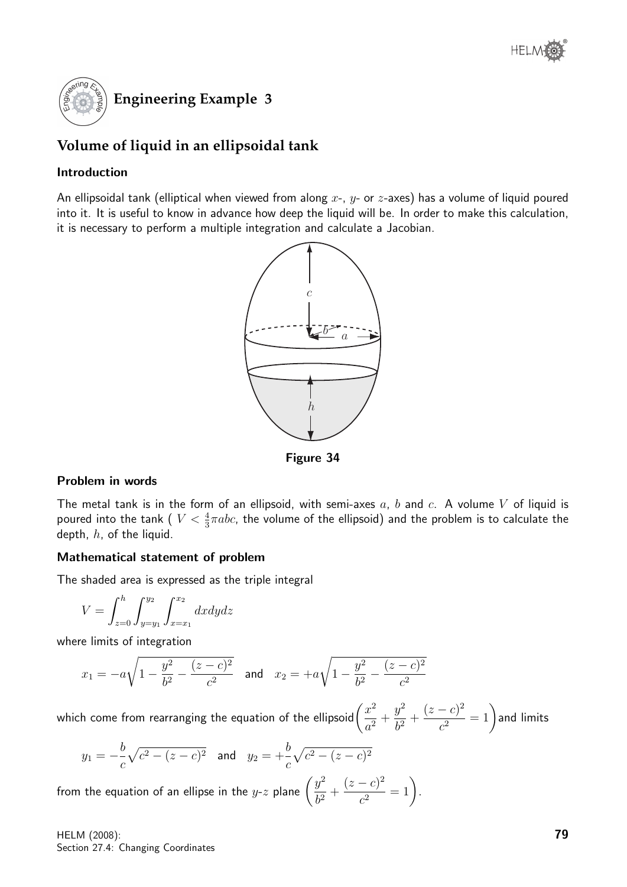# Engineering Example 3

## Volume of liquid in an ellipsoidal tank

### Introduction

An ellipsoidal tank (elliptical when viewed from along $x$-, $y$- or $z$-axes) has a volume of liquid poured into it. It is useful to know in advance how deep the liquid will be. In order to make this calculation, it is necessary to perform a multiple integration and calculate a Jacobian.

Figure 34

### Problem in words

The metal tank is in the form of an ellipsoid, with semi-axes $a$, $b$ and $c$. A volume $V$ of liquid is poured into the tank ( $V < \frac{4}{3}\pi abc$, the volume of the ellipsoid) and the problem is to calculate the depth, $h$, of the liquid.

### Mathematical statement of problem

The shaded area is expressed as the triple integral

$$V = \int_{z=0}^{h} \int_{y=y_1}^{y_2} \int_{x=x_1}^{x_2} dxdydz$$

where limits of integration

$$x_1 = -a\sqrt{1 - \frac{y^2}{b^2} - \frac{(z-c)^2}{c^2}} \quad \text{and} \quad x_2 = +a\sqrt{1 - \frac{y^2}{b^2} - \frac{(z-c)^2}{c^2}}$$

which come from rearranging the equation of the ellipsoid $\left(\dfrac{x^2}{a^2} + \dfrac{y^2}{b^2} + \dfrac{(z-c)^2}{c^2} = 1\right)$ and limits

$$y_1 = -\frac{b}{c}\sqrt{c^2 - (z-c)^2} \quad \text{and} \quad y_2 = +\frac{b}{c}\sqrt{c^2 - (z-c)^2}$$

from the equation of an ellipse in the $y$-$z$ plane $\left(\dfrac{y^2}{b^2} + \dfrac{(z-c)^2}{c^2} = 1\right)$.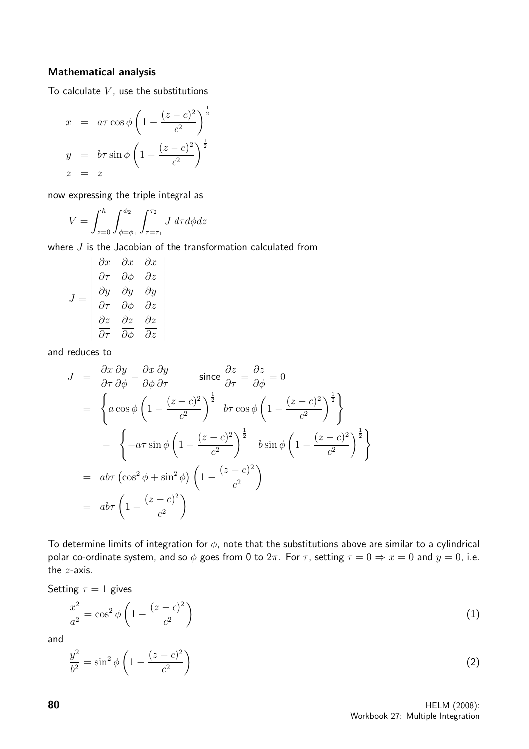**Mathematical analysis**

To calculate $V$, use the substitutions

$$
\begin{aligned}
x &= a\tau\cos\phi\left(1-\frac{(z-c)^2}{c^2}\right)^{\frac{1}{2}} \\
y &= b\tau\sin\phi\left(1-\frac{(z-c)^2}{c^2}\right)^{\frac{1}{2}} \\
z &= z
\end{aligned}
$$

now expressing the triple integral as

$$
V = \int_{z=0}^{h}\int_{\phi=\phi_1}^{\phi_2}\int_{\tau=\tau_1}^{\tau_2} J\, d\tau d\phi dz
$$

where $J$ is the Jacobian of the transformation calculated from

$$
J = \begin{vmatrix}
\dfrac{\partial x}{\partial \tau} & \dfrac{\partial x}{\partial \phi} & \dfrac{\partial x}{\partial z} \\
\dfrac{\partial y}{\partial \tau} & \dfrac{\partial y}{\partial \phi} & \dfrac{\partial y}{\partial z} \\
\dfrac{\partial z}{\partial \tau} & \dfrac{\partial z}{\partial \phi} & \dfrac{\partial z}{\partial z}
\end{vmatrix}
$$

and reduces to

$$
\begin{aligned}
J &= \frac{\partial x}{\partial \tau}\frac{\partial y}{\partial \phi} - \frac{\partial x}{\partial \phi}\frac{\partial y}{\partial \tau} \qquad \text{since } \frac{\partial z}{\partial \tau} = \frac{\partial z}{\partial \phi} = 0 \\
&= \left\{a\cos\phi\left(1-\frac{(z-c)^2}{c^2}\right)^{\frac{1}{2}} \; b\tau\cos\phi\left(1-\frac{(z-c)^2}{c^2}\right)^{\frac{1}{2}}\right\} \\
&\quad - \left\{-a\tau\sin\phi\left(1-\frac{(z-c)^2}{c^2}\right)^{\frac{1}{2}} \; b\sin\phi\left(1-\frac{(z-c)^2}{c^2}\right)^{\frac{1}{2}}\right\} \\
&= ab\tau\left(\cos^2\phi+\sin^2\phi\right)\left(1-\frac{(z-c)^2}{c^2}\right) \\
&= ab\tau\left(1-\frac{(z-c)^2}{c^2}\right)
\end{aligned}
$$

To determine limits of integration for $\phi$, note that the substitutions above are similar to a cylindrical polar co-ordinate system, and so $\phi$ goes from 0 to $2\pi$. For $\tau$, setting $\tau = 0 \Rightarrow x = 0$ and $y = 0$, i.e. the $z$-axis.

Setting $\tau = 1$ gives

$$
\frac{x^2}{a^2} = \cos^2\phi\left(1-\frac{(z-c)^2}{c^2}\right) \tag{1}
$$

and

$$
\frac{y^2}{b^2} = \sin^2\phi\left(1-\frac{(z-c)^2}{c^2}\right) \tag{2}
$$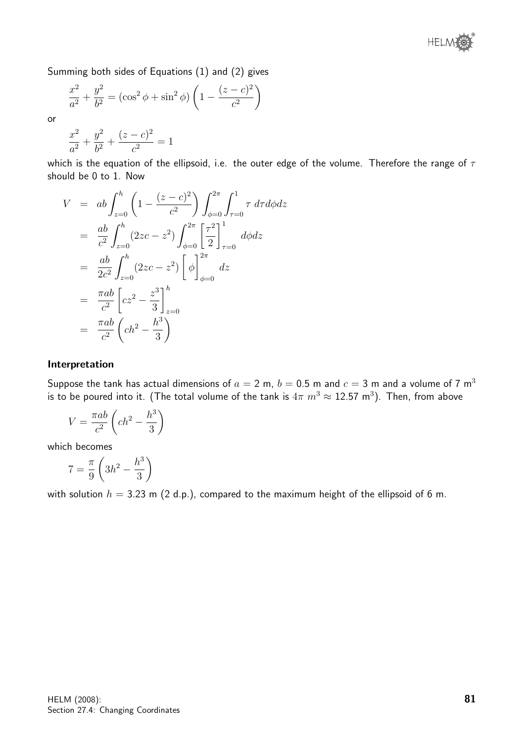Summing both sides of Equations (1) and (2) gives

$$\frac{x^2}{a^2} + \frac{y^2}{b^2} = (\cos^2\phi + \sin^2\phi)\left(1 - \frac{(z-c)^2}{c^2}\right)$$

or

$$\frac{x^2}{a^2} + \frac{y^2}{b^2} + \frac{(z-c)^2}{c^2} = 1$$

which is the equation of the ellipsoid, i.e. the outer edge of the volume. Therefore the range of $\tau$ should be 0 to 1. Now

$$\begin{aligned}
V &= ab\int_{z=0}^{h}\left(1 - \frac{(z-c)^2}{c^2}\right)\int_{\phi=0}^{2\pi}\int_{\tau=0}^{1}\tau\; d\tau d\phi dz \\
&= \frac{ab}{c^2}\int_{z=0}^{h}(2zc - z^2)\int_{\phi=0}^{2\pi}\left[\frac{\tau^2}{2}\right]_{\tau=0}^{1}\, d\phi dz \\
&= \frac{ab}{2c^2}\int_{z=0}^{h}(2zc - z^2)\left[\phi\right]_{\phi=0}^{2\pi}\, dz \\
&= \frac{\pi ab}{c^2}\left[cz^2 - \frac{z^3}{3}\right]_{z=0}^{h} \\
&= \frac{\pi ab}{c^2}\left(ch^2 - \frac{h^3}{3}\right)
\end{aligned}$$

### Interpretation

Suppose the tank has actual dimensions of $a = 2$ m, $b = 0.5$ m and $c = 3$ m and a volume of 7 $\text{m}^3$ is to be poured into it. (The total volume of the tank is $4\pi\ m^3 \approx 12.57\ \text{m}^3$). Then, from above

$$V = \frac{\pi ab}{c^2}\left(ch^2 - \frac{h^3}{3}\right)$$

which becomes

$$7 = \frac{\pi}{9}\left(3h^2 - \frac{h^3}{3}\right)$$

with solution $h = 3.23$ m (2 d.p.), compared to the maximum height of the ellipsoid of 6 m.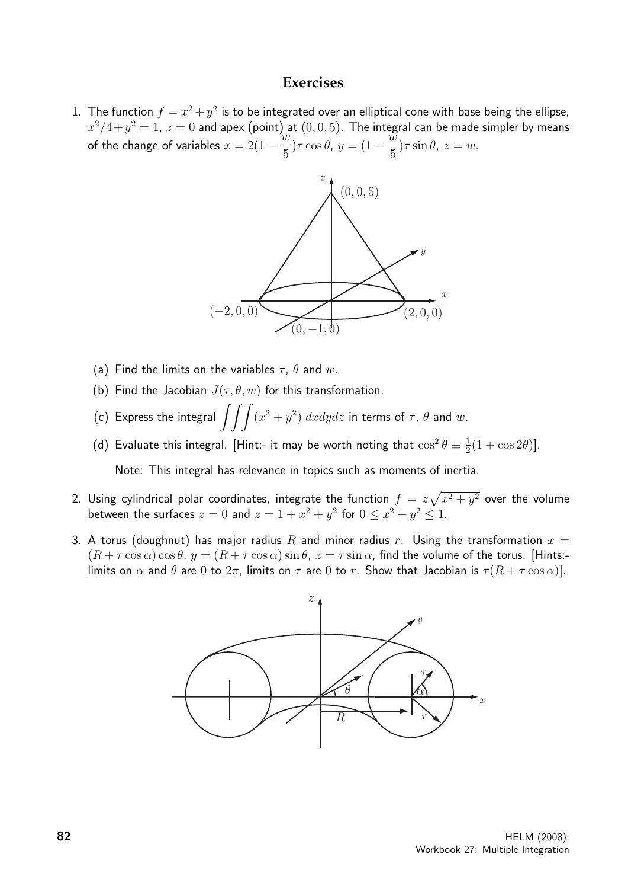## Exercises

1. The function $f = x^2 + y^2$ is to be integrated over an elliptical cone with base being the ellipse, $x^2/4 + y^2 = 1$, $z = 0$ and apex (point) at $(0, 0, 5)$. The integral can be made simpler by means of the change of variables $x = 2(1 - \frac{w}{5})\tau \cos\theta$, $y = (1 - \frac{w}{5})\tau \sin\theta$, $z = w$.

   (a) Find the limits on the variables $\tau$, $\theta$ and $w$.

   (b) Find the Jacobian $J(\tau, \theta, w)$ for this transformation.

   (c) Express the integral $\displaystyle\iiint (x^2 + y^2)\, dxdydz$ in terms of $\tau$, $\theta$ and $w$.

   (d) Evaluate this integral. [Hint:- it may be worth noting that $\cos^2\theta \equiv \frac{1}{2}(1 + \cos 2\theta)$].

   Note: This integral has relevance in topics such as moments of inertia.

2. Using cylindrical polar coordinates, integrate the function $f = z\sqrt{x^2 + y^2}$ over the volume between the surfaces $z = 0$ and $z = 1 + x^2 + y^2$ for $0 \leq x^2 + y^2 \leq 1$.

3. A torus (doughnut) has major radius $R$ and minor radius $r$. Using the transformation $x = (R + \tau\cos\alpha)\cos\theta$, $y = (R + \tau\cos\alpha)\sin\theta$, $z = \tau\sin\alpha$, find the volume of the torus. [Hints:- limits on $\alpha$ and $\theta$ are $0$ to $2\pi$, limits on $\tau$ are $0$ to $r$. Show that Jacobian is $\tau(R + \tau\cos\alpha)$].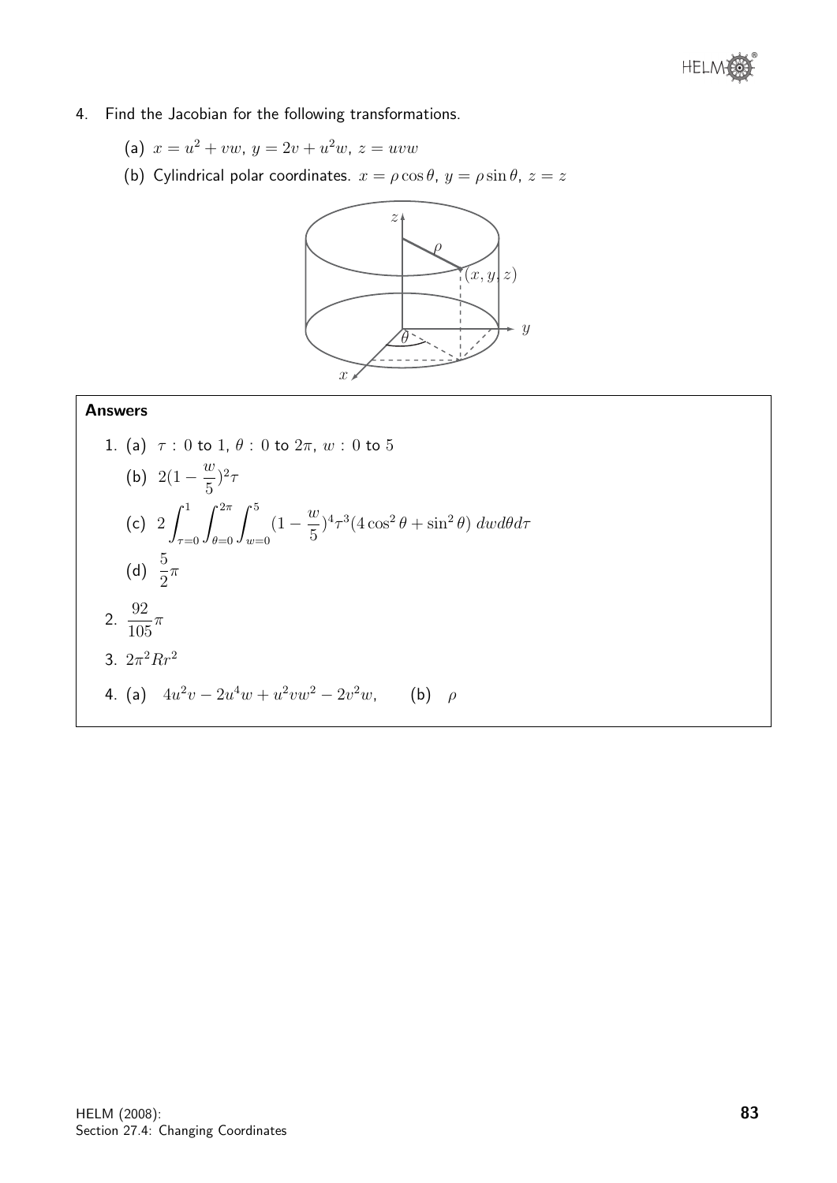4. Find the Jacobian for the following transformations.

   (a) $x = u^2 + vw$, $y = 2v + u^2 w$, $z = uvw$

   (b) Cylindrical polar coordinates. $x = \rho \cos\theta$, $y = \rho \sin\theta$, $z = z$

z
ρ
(x, y, z)
θ
y
x

**Answers**

1. (a) $\tau$ : 0 to 1, $\theta$ : 0 to $2\pi$, $w$ : 0 to 5

   (b) $2(1 - \dfrac{w}{5})^2 \tau$

   (c) $2 \displaystyle\int_{\tau=0}^{1} \int_{\theta=0}^{2\pi} \int_{w=0}^{5} (1 - \frac{w}{5})^4 \tau^3 (4\cos^2\theta + \sin^2\theta)\; dw d\theta d\tau$

   (d) $\dfrac{5}{2}\pi$

2. $\dfrac{92}{105}\pi$

3. $2\pi^2 R r^2$

4. (a) $4u^2 v - 2u^4 w + u^2 v w^2 - 2v^2 w$, (b) $\rho$